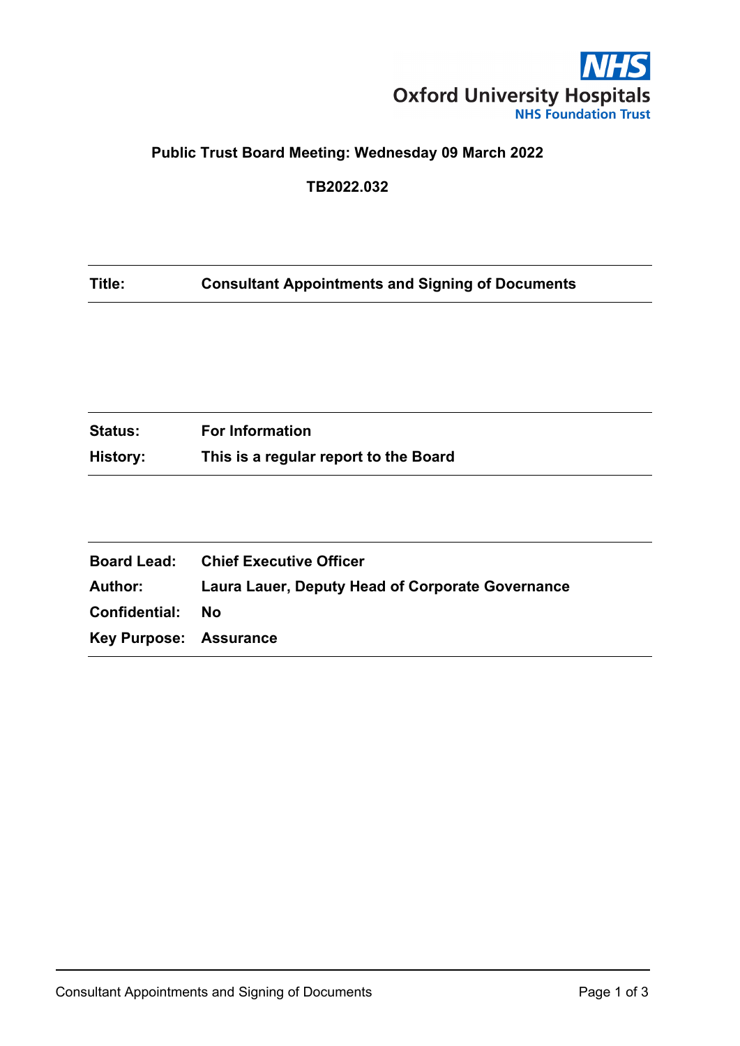Oxford University Hospitals
NHS Foundation Trust

**Public Trust Board Meeting: Wednesday 09 March 2022**

**TB2022.032**

| | |
|---|---|
| **Title:** | **Consultant Appointments and Signing of Documents** |

| | |
|---|---|
| **Status:** | **For Information** |
| **History:** | **This is a regular report to the Board** |

| | |
|---|---|
| **Board Lead:** | **Chief Executive Officer** |
| **Author:** | **Laura Lauer, Deputy Head of Corporate Governance** |
| **Confidential:** | **No** |
| **Key Purpose:** | **Assurance** |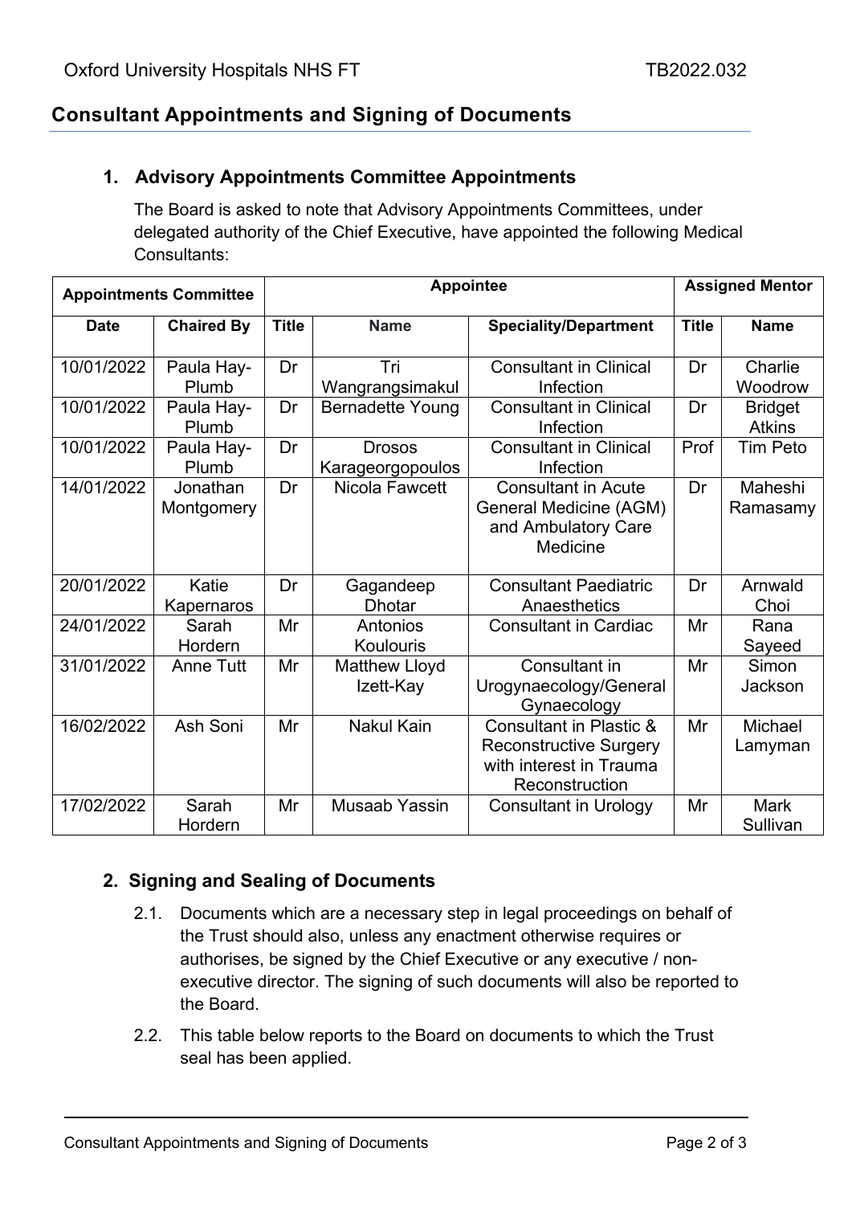## Consultant Appointments and Signing of Documents

### 1. Advisory Appointments Committee Appointments

The Board is asked to note that Advisory Appointments Committees, under delegated authority of the Chief Executive, have appointed the following Medical Consultants:

| Appointments Committee | | Appointee | | | Assigned Mentor | |
|---|---|---|---|---|---|---|
| **Date** | **Chaired By** | **Title** | **Name** | **Speciality/Department** | **Title** | **Name** |
| 10/01/2022 | Paula Hay-Plumb | Dr | Tri Wangrangsimakul | Consultant in Clinical Infection | Dr | Charlie Woodrow |
| 10/01/2022 | Paula Hay-Plumb | Dr | Bernadette Young | Consultant in Clinical Infection | Dr | Bridget Atkins |
| 10/01/2022 | Paula Hay-Plumb | Dr | Drosos Karageorgopoulos | Consultant in Clinical Infection | Prof | Tim Peto |
| 14/01/2022 | Jonathan Montgomery | Dr | Nicola Fawcett | Consultant in Acute General Medicine (AGM) and Ambulatory Care Medicine | Dr | Maheshi Ramasamy |
| 20/01/2022 | Katie Kapernaros | Dr | Gagandeep Dhotar | Consultant Paediatric Anaesthetics | Dr | Arnwald Choi |
| 24/01/2022 | Sarah Hordern | Mr | Antonios Koulouris | Consultant in Cardiac | Mr | Rana Sayeed |
| 31/01/2022 | Anne Tutt | Mr | Matthew Lloyd Izett-Kay | Consultant in Urogynaecology/General Gynaecology | Mr | Simon Jackson |
| 16/02/2022 | Ash Soni | Mr | Nakul Kain | Consultant in Plastic & Reconstructive Surgery with interest in Trauma Reconstruction | Mr | Michael Lamyman |
| 17/02/2022 | Sarah Hordern | Mr | Musaab Yassin | Consultant in Urology | Mr | Mark Sullivan |

### 2. Signing and Sealing of Documents

2.1. Documents which are a necessary step in legal proceedings on behalf of the Trust should also, unless any enactment otherwise requires or authorises, be signed by the Chief Executive or any executive / non-executive director. The signing of such documents will also be reported to the Board.

2.2. This table below reports to the Board on documents to which the Trust seal has been applied.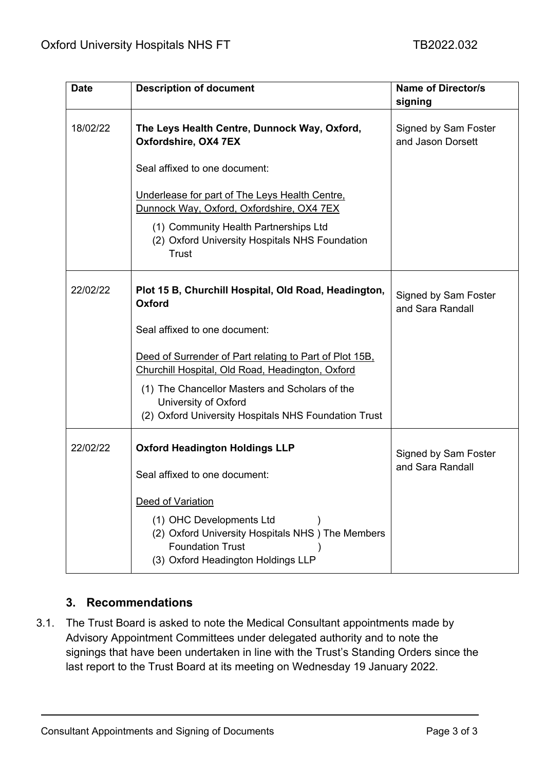| Date | Description of document | Name of Director/s signing |
|---|---|---|
| 18/02/22 | **The Leys Health Centre, Dunnock Way, Oxford, Oxfordshire, OX4 7EX**<br><br>Seal affixed to one document:<br><br>Underlease for part of The Leys Health Centre, Dunnock Way, Oxford, Oxfordshire, OX4 7EX<br><br>(1) Community Health Partnerships Ltd<br>(2) Oxford University Hospitals NHS Foundation Trust | Signed by Sam Foster and Jason Dorsett |
| 22/02/22 | **Plot 15 B, Churchill Hospital, Old Road, Headington, Oxford**<br><br>Seal affixed to one document:<br><br>Deed of Surrender of Part relating to Part of Plot 15B, Churchill Hospital, Old Road, Headington, Oxford<br><br>(1) The Chancellor Masters and Scholars of the University of Oxford<br>(2) Oxford University Hospitals NHS Foundation Trust | Signed by Sam Foster and Sara Randall |
| 22/02/22 | **Oxford Headington Holdings LLP**<br><br>Seal affixed to one document:<br><br>Deed of Variation<br><br>(1) OHC Developments Ltd )<br>(2) Oxford University Hospitals NHS ) The Members Foundation Trust )<br>(3) Oxford Headington Holdings LLP | Signed by Sam Foster and Sara Randall |

## 3. Recommendations

3.1. The Trust Board is asked to note the Medical Consultant appointments made by Advisory Appointment Committees under delegated authority and to note the signings that have been undertaken in line with the Trust's Standing Orders since the last report to the Trust Board at its meeting on Wednesday 19 January 2022.